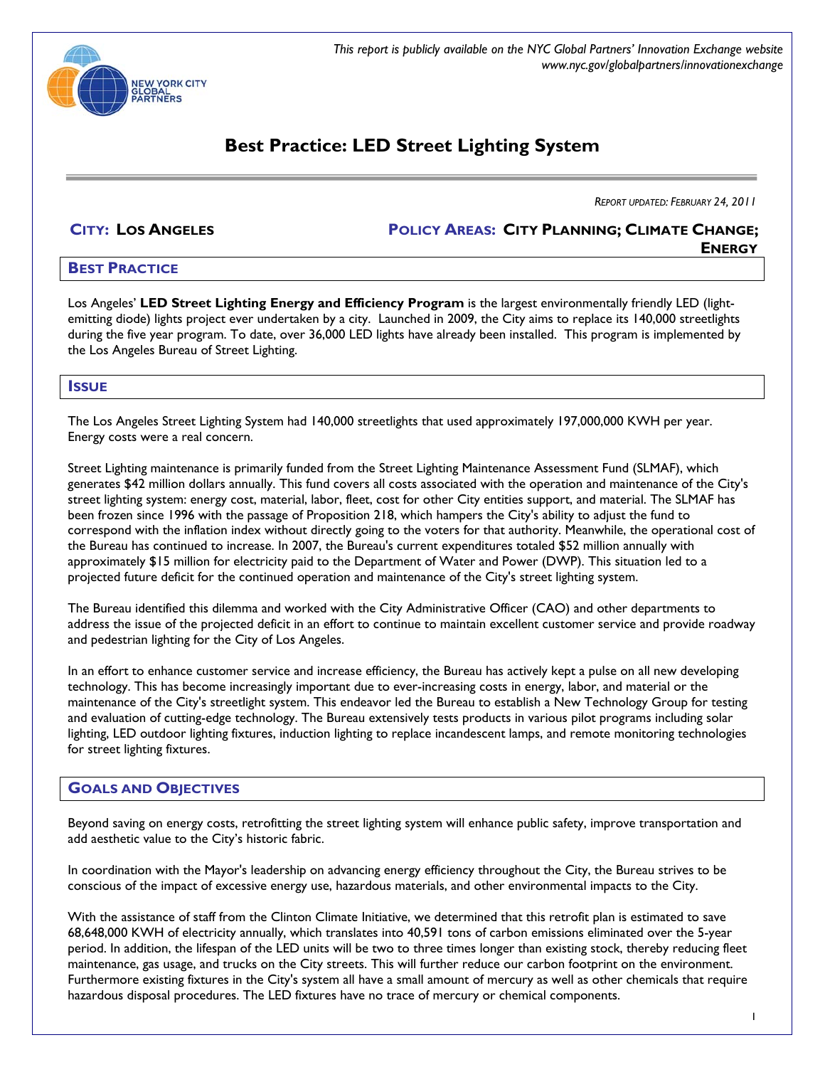*This report is publicly available on the NYC Global Partners' Innovation Exchange website*
*www.nyc.gov/globalpartners/innovationexchange*

# Best Practice: LED Street Lighting System

*REPORT UPDATED: FEBRUARY 24, 2011*

**CITY: LOS ANGELES** **POLICY AREAS: CITY PLANNING; CLIMATE CHANGE; ENERGY**

## BEST PRACTICE

Los Angeles' **LED Street Lighting Energy and Efficiency Program** is the largest environmentally friendly LED (light-emitting diode) lights project ever undertaken by a city. Launched in 2009, the City aims to replace its 140,000 streetlights during the five year program. To date, over 36,000 LED lights have already been installed. This program is implemented by the Los Angeles Bureau of Street Lighting.

## ISSUE

The Los Angeles Street Lighting System had 140,000 streetlights that used approximately 197,000,000 KWH per year. Energy costs were a real concern.

Street Lighting maintenance is primarily funded from the Street Lighting Maintenance Assessment Fund (SLMAF), which generates $42 million dollars annually. This fund covers all costs associated with the operation and maintenance of the City's street lighting system: energy cost, material, labor, fleet, cost for other City entities support, and material. The SLMAF has been frozen since 1996 with the passage of Proposition 218, which hampers the City's ability to adjust the fund to correspond with the inflation index without directly going to the voters for that authority. Meanwhile, the operational cost of the Bureau has continued to increase. In 2007, the Bureau's current expenditures totaled $52 million annually with approximately $15 million for electricity paid to the Department of Water and Power (DWP). This situation led to a projected future deficit for the continued operation and maintenance of the City's street lighting system.

The Bureau identified this dilemma and worked with the City Administrative Officer (CAO) and other departments to address the issue of the projected deficit in an effort to continue to maintain excellent customer service and provide roadway and pedestrian lighting for the City of Los Angeles.

In an effort to enhance customer service and increase efficiency, the Bureau has actively kept a pulse on all new developing technology. This has become increasingly important due to ever-increasing costs in energy, labor, and material or the maintenance of the City's streetlight system. This endeavor led the Bureau to establish a New Technology Group for testing and evaluation of cutting-edge technology. The Bureau extensively tests products in various pilot programs including solar lighting, LED outdoor lighting fixtures, induction lighting to replace incandescent lamps, and remote monitoring technologies for street lighting fixtures.

## GOALS AND OBJECTIVES

Beyond saving on energy costs, retrofitting the street lighting system will enhance public safety, improve transportation and add aesthetic value to the City's historic fabric.

In coordination with the Mayor's leadership on advancing energy efficiency throughout the City, the Bureau strives to be conscious of the impact of excessive energy use, hazardous materials, and other environmental impacts to the City.

With the assistance of staff from the Clinton Climate Initiative, we determined that this retrofit plan is estimated to save 68,648,000 KWH of electricity annually, which translates into 40,591 tons of carbon emissions eliminated over the 5-year period. In addition, the lifespan of the LED units will be two to three times longer than existing stock, thereby reducing fleet maintenance, gas usage, and trucks on the City streets. This will further reduce our carbon footprint on the environment. Furthermore existing fixtures in the City's system all have a small amount of mercury as well as other chemicals that require hazardous disposal procedures. The LED fixtures have no trace of mercury or chemical components.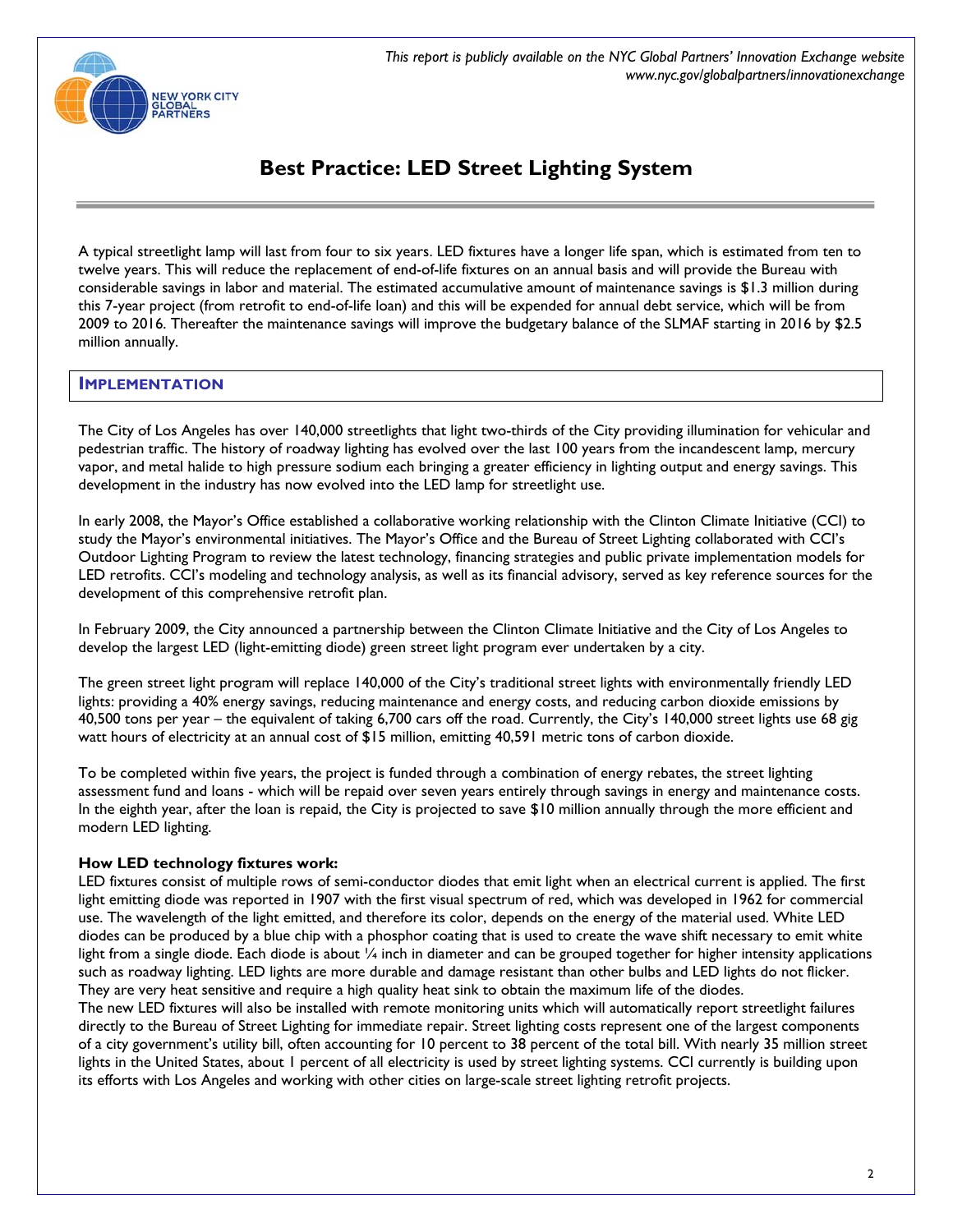# Best Practice: LED Street Lighting System

A typical streetlight lamp will last from four to six years. LED fixtures have a longer life span, which is estimated from ten to twelve years. This will reduce the replacement of end-of-life fixtures on an annual basis and will provide the Bureau with considerable savings in labor and material. The estimated accumulative amount of maintenance savings is $1.3 million during this 7-year project (from retrofit to end-of-life loan) and this will be expended for annual debt service, which will be from 2009 to 2016. Thereafter the maintenance savings will improve the budgetary balance of the SLMAF starting in 2016 by $2.5 million annually.

## Implementation

The City of Los Angeles has over 140,000 streetlights that light two-thirds of the City providing illumination for vehicular and pedestrian traffic. The history of roadway lighting has evolved over the last 100 years from the incandescent lamp, mercury vapor, and metal halide to high pressure sodium each bringing a greater efficiency in lighting output and energy savings. This development in the industry has now evolved into the LED lamp for streetlight use.

In early 2008, the Mayor's Office established a collaborative working relationship with the Clinton Climate Initiative (CCI) to study the Mayor's environmental initiatives. The Mayor's Office and the Bureau of Street Lighting collaborated with CCI's Outdoor Lighting Program to review the latest technology, financing strategies and public private implementation models for LED retrofits. CCI's modeling and technology analysis, as well as its financial advisory, served as key reference sources for the development of this comprehensive retrofit plan.

In February 2009, the City announced a partnership between the Clinton Climate Initiative and the City of Los Angeles to develop the largest LED (light-emitting diode) green street light program ever undertaken by a city.

The green street light program will replace 140,000 of the City's traditional street lights with environmentally friendly LED lights: providing a 40% energy savings, reducing maintenance and energy costs, and reducing carbon dioxide emissions by 40,500 tons per year – the equivalent of taking 6,700 cars off the road. Currently, the City's 140,000 street lights use 68 gig watt hours of electricity at an annual cost of $15 million, emitting 40,591 metric tons of carbon dioxide.

To be completed within five years, the project is funded through a combination of energy rebates, the street lighting assessment fund and loans - which will be repaid over seven years entirely through savings in energy and maintenance costs. In the eighth year, after the loan is repaid, the City is projected to save $10 million annually through the more efficient and modern LED lighting.

**How LED technology fixtures work:**
LED fixtures consist of multiple rows of semi-conductor diodes that emit light when an electrical current is applied. The first light emitting diode was reported in 1907 with the first visual spectrum of red, which was developed in 1962 for commercial use. The wavelength of the light emitted, and therefore its color, depends on the energy of the material used. White LED diodes can be produced by a blue chip with a phosphor coating that is used to create the wave shift necessary to emit white light from a single diode. Each diode is about ¼ inch in diameter and can be grouped together for higher intensity applications such as roadway lighting. LED lights are more durable and damage resistant than other bulbs and LED lights do not flicker. They are very heat sensitive and require a high quality heat sink to obtain the maximum life of the diodes.
The new LED fixtures will also be installed with remote monitoring units which will automatically report streetlight failures directly to the Bureau of Street Lighting for immediate repair. Street lighting costs represent one of the largest components of a city government's utility bill, often accounting for 10 percent to 38 percent of the total bill. With nearly 35 million street lights in the United States, about 1 percent of all electricity is used by street lighting systems. CCI currently is building upon its efforts with Los Angeles and working with other cities on large-scale street lighting retrofit projects.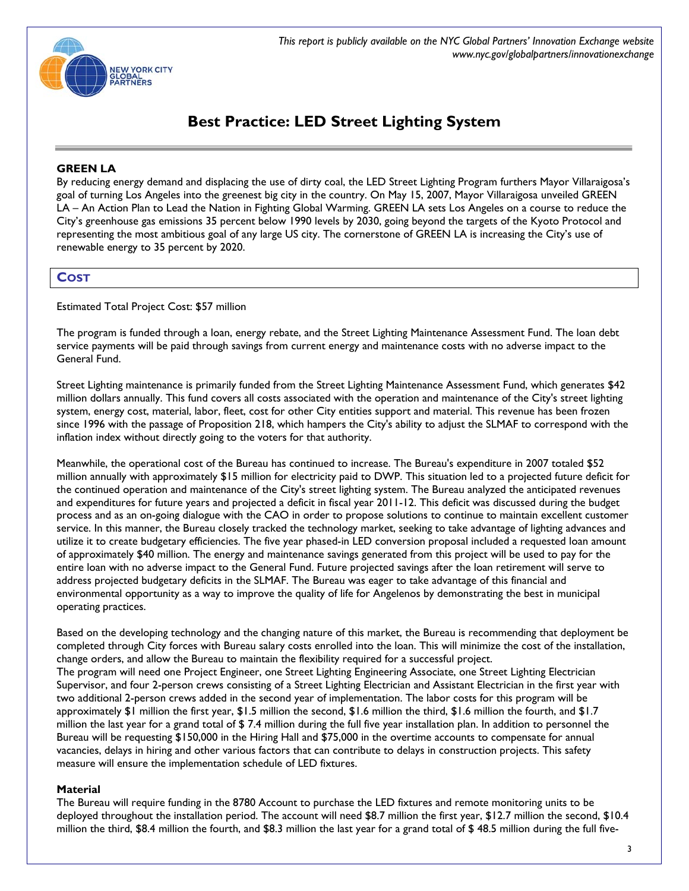# Best Practice: LED Street Lighting System

**GREEN LA**

By reducing energy demand and displacing the use of dirty coal, the LED Street Lighting Program furthers Mayor Villaraigosa's goal of turning Los Angeles into the greenest big city in the country. On May 15, 2007, Mayor Villaraigosa unveiled GREEN LA – An Action Plan to Lead the Nation in Fighting Global Warming. GREEN LA sets Los Angeles on a course to reduce the City's greenhouse gas emissions 35 percent below 1990 levels by 2030, going beyond the targets of the Kyoto Protocol and representing the most ambitious goal of any large US city. The cornerstone of GREEN LA is increasing the City's use of renewable energy to 35 percent by 2020.

## Cost

Estimated Total Project Cost: $57 million

The program is funded through a loan, energy rebate, and the Street Lighting Maintenance Assessment Fund. The loan debt service payments will be paid through savings from current energy and maintenance costs with no adverse impact to the General Fund.

Street Lighting maintenance is primarily funded from the Street Lighting Maintenance Assessment Fund, which generates $42 million dollars annually. This fund covers all costs associated with the operation and maintenance of the City's street lighting system, energy cost, material, labor, fleet, cost for other City entities support and material. This revenue has been frozen since 1996 with the passage of Proposition 218, which hampers the City's ability to adjust the SLMAF to correspond with the inflation index without directly going to the voters for that authority.

Meanwhile, the operational cost of the Bureau has continued to increase. The Bureau's expenditure in 2007 totaled $52 million annually with approximately $15 million for electricity paid to DWP. This situation led to a projected future deficit for the continued operation and maintenance of the City's street lighting system. The Bureau analyzed the anticipated revenues and expenditures for future years and projected a deficit in fiscal year 2011-12. This deficit was discussed during the budget process and as an on-going dialogue with the CAO in order to propose solutions to continue to maintain excellent customer service. In this manner, the Bureau closely tracked the technology market, seeking to take advantage of lighting advances and utilize it to create budgetary efficiencies. The five year phased-in LED conversion proposal included a requested loan amount of approximately $40 million. The energy and maintenance savings generated from this project will be used to pay for the entire loan with no adverse impact to the General Fund. Future projected savings after the loan retirement will serve to address projected budgetary deficits in the SLMAF. The Bureau was eager to take advantage of this financial and environmental opportunity as a way to improve the quality of life for Angelenos by demonstrating the best in municipal operating practices.

Based on the developing technology and the changing nature of this market, the Bureau is recommending that deployment be completed through City forces with Bureau salary costs enrolled into the loan. This will minimize the cost of the installation, change orders, and allow the Bureau to maintain the flexibility required for a successful project.

The program will need one Project Engineer, one Street Lighting Engineering Associate, one Street Lighting Electrician Supervisor, and four 2-person crews consisting of a Street Lighting Electrician and Assistant Electrician in the first year with two additional 2-person crews added in the second year of implementation. The labor costs for this program will be approximately $1 million the first year, $1.5 million the second, $1.6 million the third, $1.6 million the fourth, and $1.7 million the last year for a grand total of $ 7.4 million during the full five year installation plan. In addition to personnel the Bureau will be requesting $150,000 in the Hiring Hall and $75,000 in the overtime accounts to compensate for annual vacancies, delays in hiring and other various factors that can contribute to delays in construction projects. This safety measure will ensure the implementation schedule of LED fixtures.

**Material**

The Bureau will require funding in the 8780 Account to purchase the LED fixtures and remote monitoring units to be deployed throughout the installation period. The account will need $8.7 million the first year, $12.7 million the second, $10.4 million the third, $8.4 million the fourth, and $8.3 million the last year for a grand total of $ 48.5 million during the full five-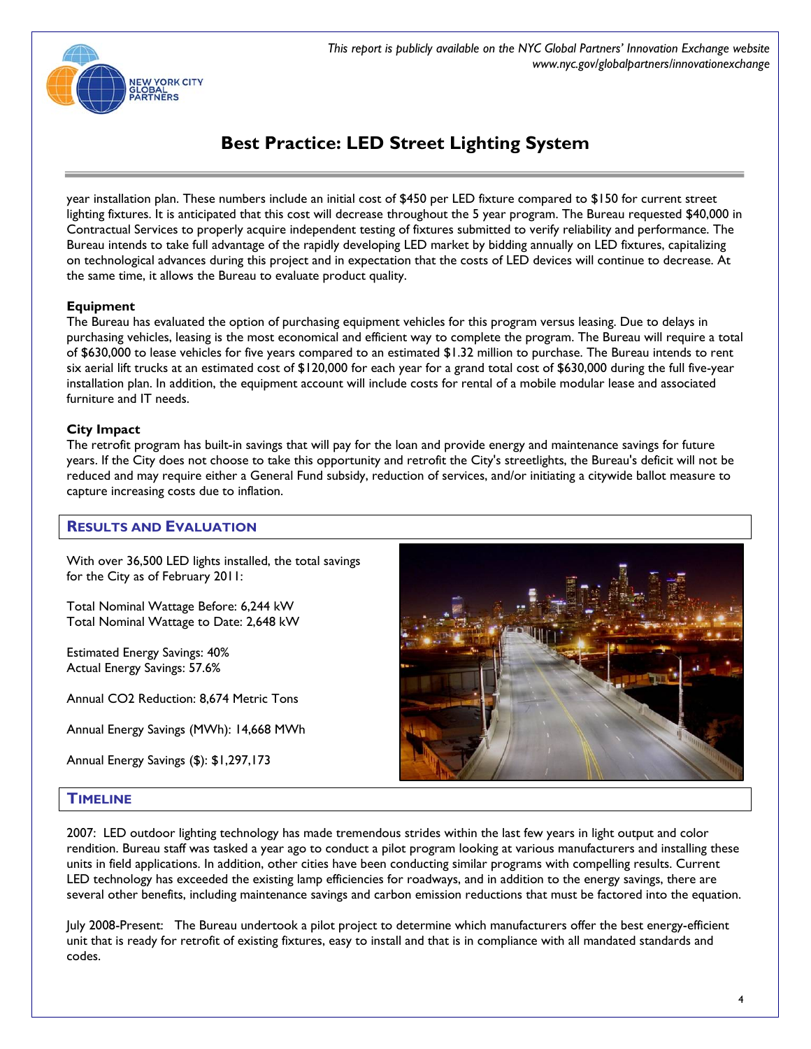year installation plan. These numbers include an initial cost of $450 per LED fixture compared to $150 for current street lighting fixtures. It is anticipated that this cost will decrease throughout the 5 year program. The Bureau requested $40,000 in Contractual Services to properly acquire independent testing of fixtures submitted to verify reliability and performance. The Bureau intends to take full advantage of the rapidly developing LED market by bidding annually on LED fixtures, capitalizing on technological advances during this project and in expectation that the costs of LED devices will continue to decrease. At the same time, it allows the Bureau to evaluate product quality.

**Equipment**
The Bureau has evaluated the option of purchasing equipment vehicles for this program versus leasing. Due to delays in purchasing vehicles, leasing is the most economical and efficient way to complete the program. The Bureau will require a total of $630,000 to lease vehicles for five years compared to an estimated $1.32 million to purchase. The Bureau intends to rent six aerial lift trucks at an estimated cost of $120,000 for each year for a grand total cost of $630,000 during the full five-year installation plan. In addition, the equipment account will include costs for rental of a mobile modular lease and associated furniture and IT needs.

**City Impact**
The retrofit program has built-in savings that will pay for the loan and provide energy and maintenance savings for future years. If the City does not choose to take this opportunity and retrofit the City's streetlights, the Bureau's deficit will not be reduced and may require either a General Fund subsidy, reduction of services, and/or initiating a citywide ballot measure to capture increasing costs due to inflation.

## Results and Evaluation

With over 36,500 LED lights installed, the total savings for the City as of February 2011:

Total Nominal Wattage Before: 6,244 kW
Total Nominal Wattage to Date: 2,648 kW

Estimated Energy Savings: 40%
Actual Energy Savings: 57.6%

Annual $CO_2$ Reduction: 8,674 Metric Tons

Annual Energy Savings (MWh): 14,668 MWh

Annual Energy Savings ($): $1,297,173

## Timeline

2007: LED outdoor lighting technology has made tremendous strides within the last few years in light output and color rendition. Bureau staff was tasked a year ago to conduct a pilot program looking at various manufacturers and installing these units in field applications. In addition, other cities have been conducting similar programs with compelling results. Current LED technology has exceeded the existing lamp efficiencies for roadways, and in addition to the energy savings, there are several other benefits, including maintenance savings and carbon emission reductions that must be factored into the equation.

July 2008-Present: The Bureau undertook a pilot project to determine which manufacturers offer the best energy-efficient unit that is ready for retrofit of existing fixtures, easy to install and that is in compliance with all mandated standards and codes.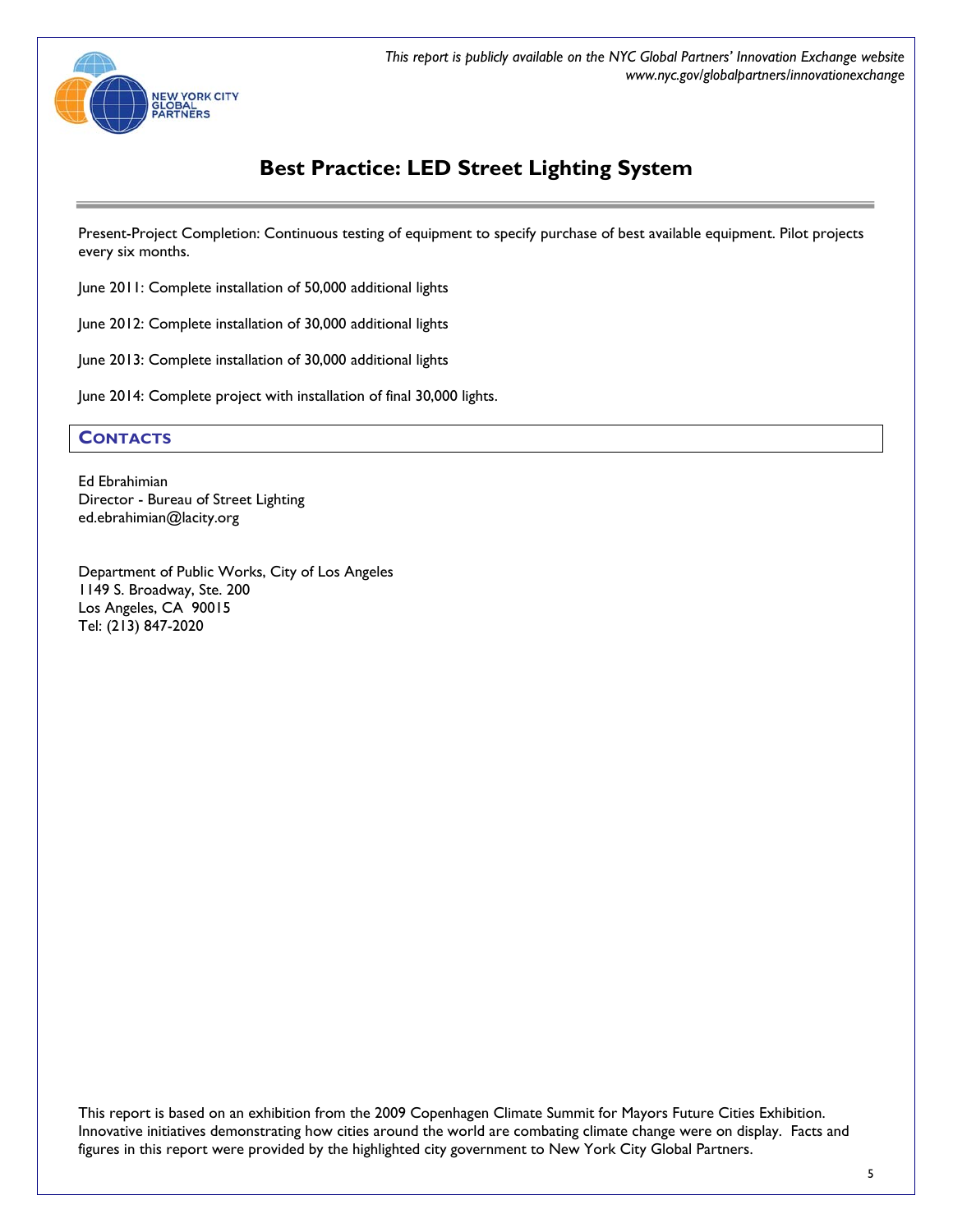# Best Practice: LED Street Lighting System

Present-Project Completion: Continuous testing of equipment to specify purchase of best available equipment. Pilot projects every six months.

June 2011: Complete installation of 50,000 additional lights

June 2012: Complete installation of 30,000 additional lights

June 2013: Complete installation of 30,000 additional lights

June 2014: Complete project with installation of final 30,000 lights.

## Contacts

Ed Ebrahimian
Director - Bureau of Street Lighting
ed.ebrahimian@lacity.org

Department of Public Works, City of Los Angeles
1149 S. Broadway, Ste. 200
Los Angeles, CA 90015
Tel: (213) 847-2020

This report is based on an exhibition from the 2009 Copenhagen Climate Summit for Mayors Future Cities Exhibition. Innovative initiatives demonstrating how cities around the world are combating climate change were on display. Facts and figures in this report were provided by the highlighted city government to New York City Global Partners.